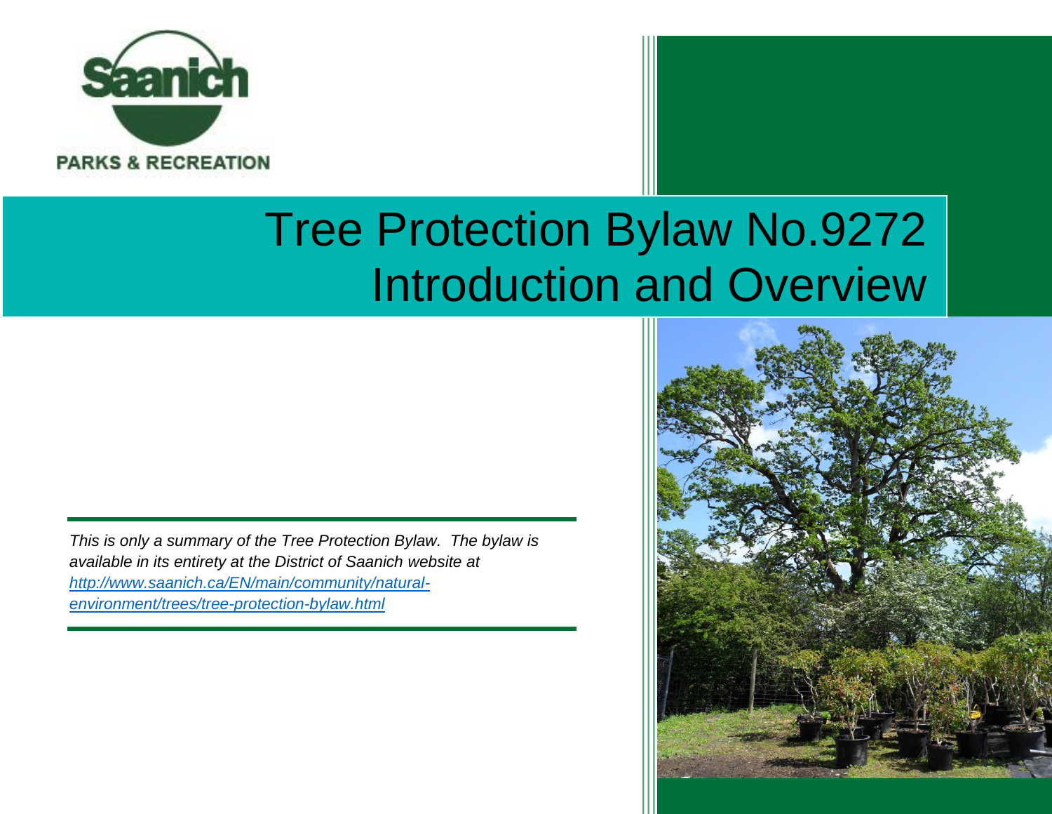Saanich

PARKS & RECREATION

# Tree Protection Bylaw No.9272 Introduction and Overview

*This is only a summary of the Tree Protection Bylaw. The bylaw is available in its entirety at the District of Saanich website at [http://www.saanich.ca/EN/main/community/natural-environment/trees/tree-protection-bylaw.html](http://www.saanich.ca/EN/main/community/natural-environment/trees/tree-protection-bylaw.html)*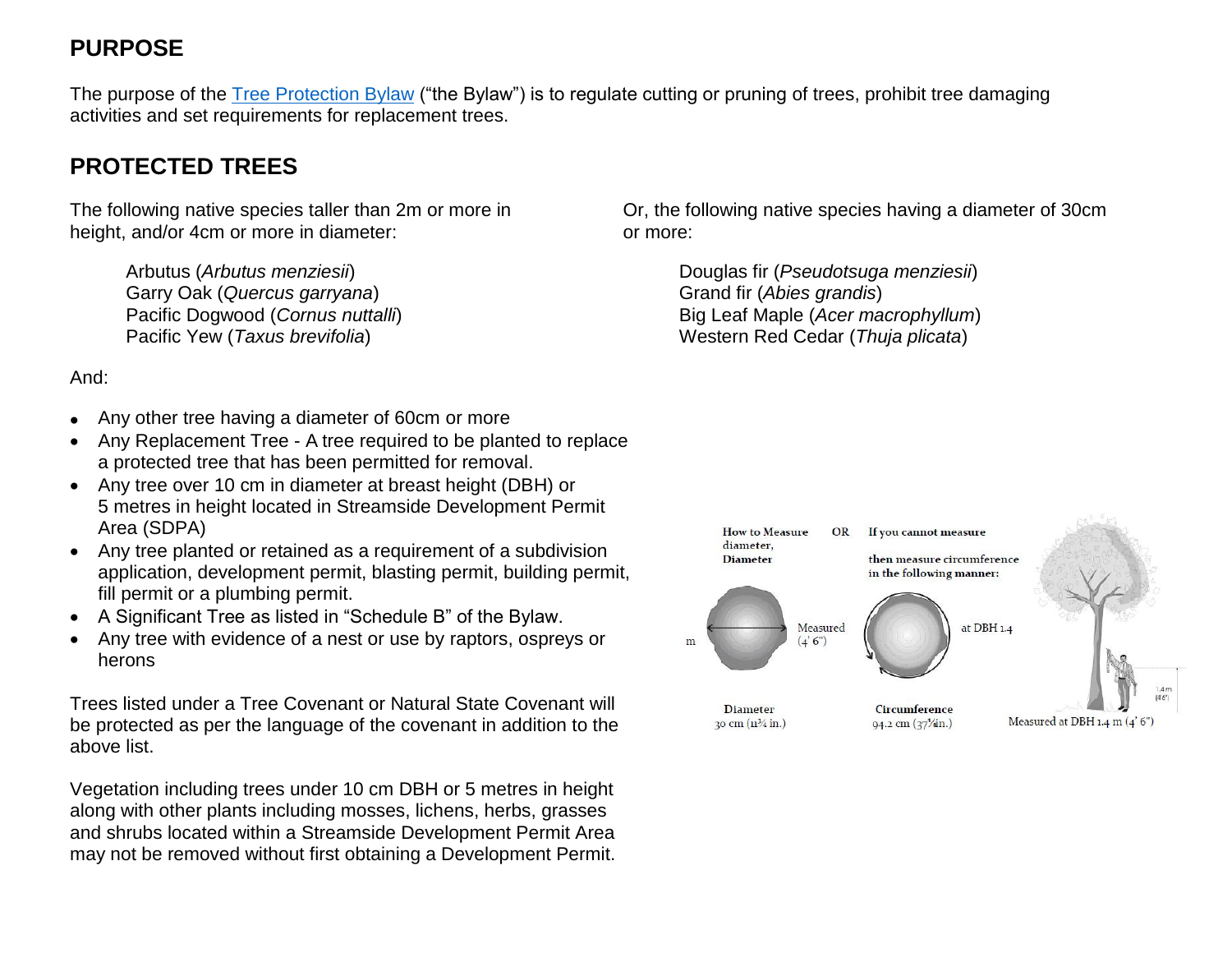## PURPOSE

The purpose of the [Tree Protection Bylaw]() ("the Bylaw") is to regulate cutting or pruning of trees, prohibit tree damaging activities and set requirements for replacement trees.

## PROTECTED TREES

The following native species taller than 2m or more in height, and/or 4cm or more in diameter:

- Arbutus (*Arbutus menziesii*)
- Garry Oak (*Quercus garryana*)
- Pacific Dogwood (*Cornus nuttalli*)
- Pacific Yew (*Taxus brevifolia*)

Or, the following native species having a diameter of 30cm or more:

- Douglas fir (*Pseudotsuga menziesii*)
- Grand fir (*Abies grandis*)
- Big Leaf Maple (*Acer macrophyllum*)
- Western Red Cedar (*Thuja plicata*)

And:

- Any other tree having a diameter of 60cm or more
- Any Replacement Tree - A tree required to be planted to replace a protected tree that has been permitted for removal.
- Any tree over 10 cm in diameter at breast height (DBH) or 5 metres in height located in Streamside Development Permit Area (SDPA)
- Any tree planted or retained as a requirement of a subdivision application, development permit, blasting permit, building permit, fill permit or a plumbing permit.
- A Significant Tree as listed in "Schedule B" of the Bylaw.
- Any tree with evidence of a nest or use by raptors, ospreys or herons

Trees listed under a Tree Covenant or Natural State Covenant will be protected as per the language of the covenant in addition to the above list.

Vegetation including trees under 10 cm DBH or 5 metres in height along with other plants including mosses, lichens, herbs, grasses and shrubs located within a Streamside Development Permit Area may not be removed without first obtaining a Development Permit.

**How to Measure Diameter** OR **If you cannot measure diameter, then measure circumference in the following manner:**

Measured at DBH 1.4 m (4' 6")

Diameter 30 cm (11¾ in.)

Circumference 94.2 cm (37⅛ in.)

Measured at DBH 1.4 m (4' 6")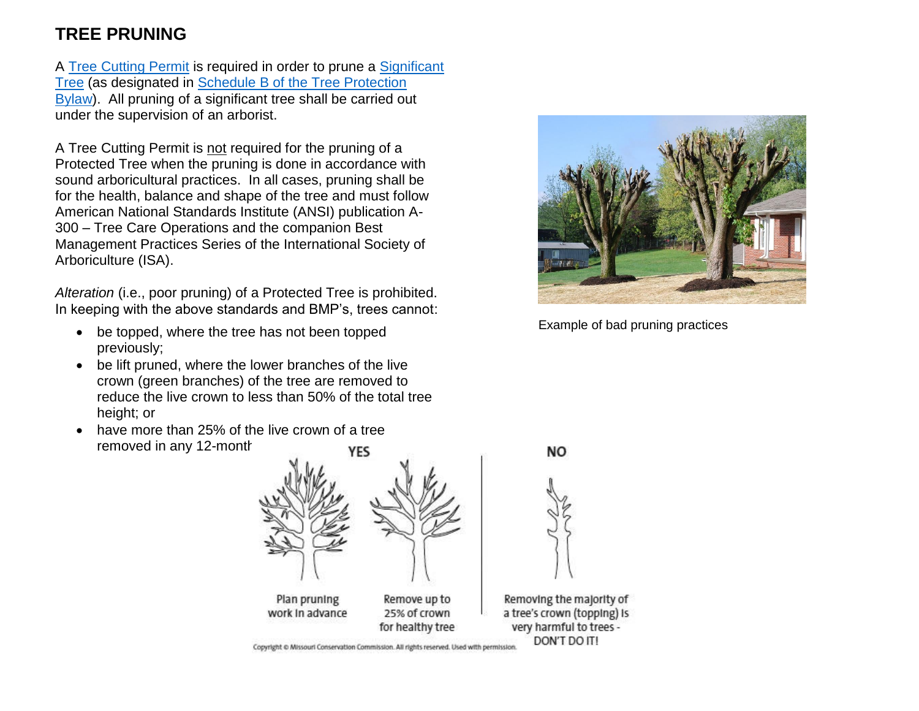# TREE PRUNING

A [Tree Cutting Permit] is required in order to prune a [Significant Tree] (as designated in [Schedule B of the Tree Protection Bylaw]). All pruning of a significant tree shall be carried out under the supervision of an arborist.

A Tree Cutting Permit is not required for the pruning of a Protected Tree when the pruning is done in accordance with sound arboricultural practices. In all cases, pruning shall be for the health, balance and shape of the tree and must follow American National Standards Institute (ANSI) publication A-300 – Tree Care Operations and the companion Best Management Practices Series of the International Society of Arboriculture (ISA).

*Alteration* (i.e., poor pruning) of a Protected Tree is prohibited. In keeping with the above standards and BMP's, trees cannot:

- be topped, where the tree has not been topped previously;
- be lift pruned, where the lower branches of the live crown (green branches) of the tree are removed to reduce the live crown to less than 50% of the total tree height; or
- have more than 25% of the live crown of a tree removed in any 12-montl

Example of bad pruning practices

YES

Plan pruning work in advance

Remove up to 25% of crown for healthy tree

NO

Removing the majority of a tree's crown (topping) is very harmful to trees - DON'T DO IT!

Copyright © Missouri Conservation Commission. All rights reserved. Used with permission.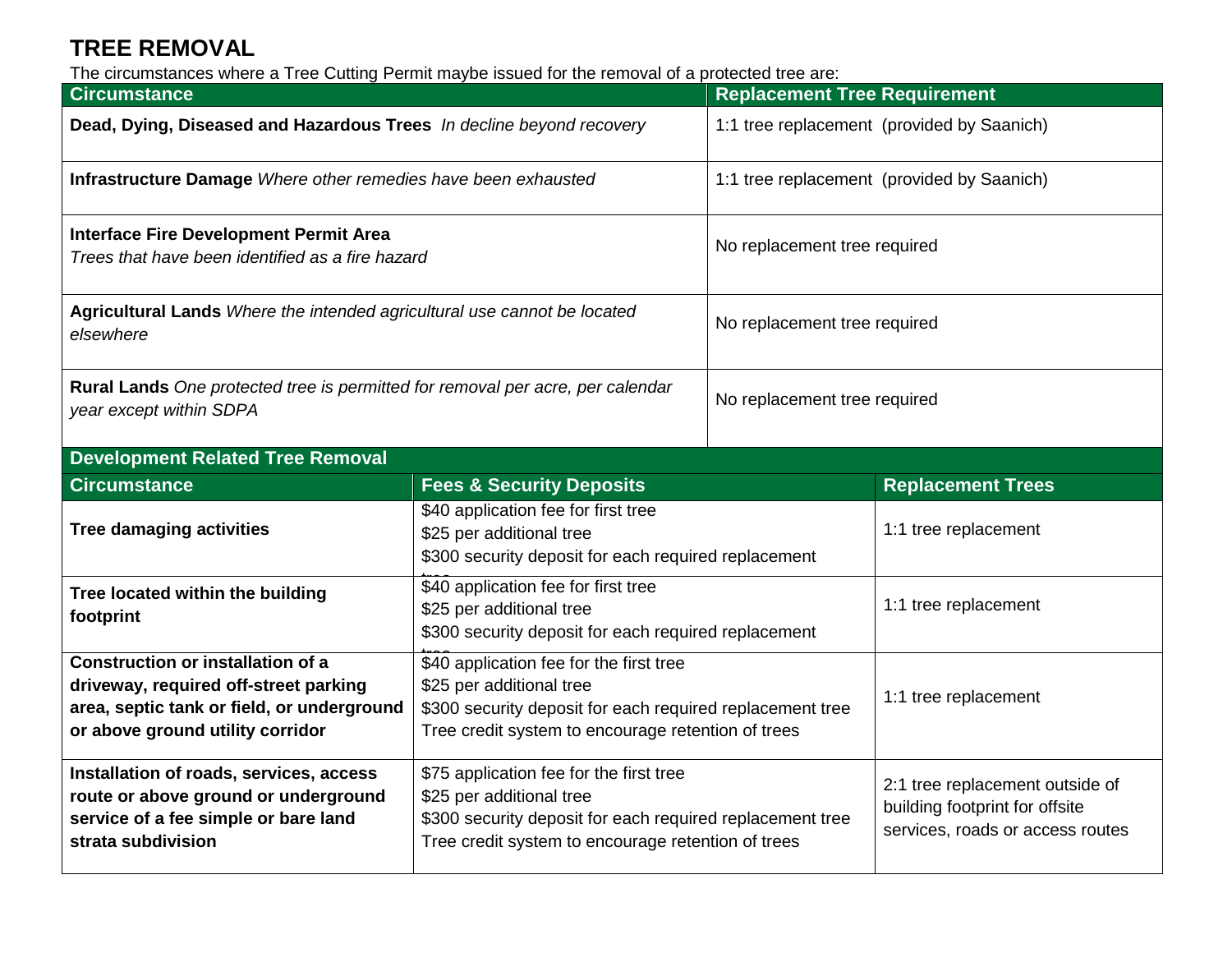# TREE REMOVAL

The circumstances where a Tree Cutting Permit maybe issued for the removal of a protected tree are:

| Circumstance | Replacement Tree Requirement |
|---|---|
| **Dead, Dying, Diseased and Hazardous Trees** *In decline beyond recovery* | 1:1 tree replacement (provided by Saanich) |
| **Infrastructure Damage** *Where other remedies have been exhausted* | 1:1 tree replacement (provided by Saanich) |
| **Interface Fire Development Permit Area** *Trees that have been identified as a fire hazard* | No replacement tree required |
| **Agricultural Lands** *Where the intended agricultural use cannot be located elsewhere* | No replacement tree required |
| **Rural Lands** *One protected tree is permitted for removal per acre, per calendar year except within SDPA* | No replacement tree required |

**Development Related Tree Removal**

| Circumstance | Fees & Security Deposits | Replacement Trees |
|---|---|---|
| **Tree damaging activities** | $40 application fee for first tree<br>$25 per additional tree<br>$300 security deposit for each required replacement tree | 1:1 tree replacement |
| **Tree located within the building footprint** | $40 application fee for first tree<br>$25 per additional tree<br>$300 security deposit for each required replacement tree | 1:1 tree replacement |
| **Construction or installation of a driveway, required off-street parking area, septic tank or field, or underground or above ground utility corridor** | $40 application fee for the first tree<br>$25 per additional tree<br>$300 security deposit for each required replacement tree<br>Tree credit system to encourage retention of trees | 1:1 tree replacement |
| **Installation of roads, services, access route or above ground or underground service of a fee simple or bare land strata subdivision** | $75 application fee for the first tree<br>$25 per additional tree<br>$300 security deposit for each required replacement tree<br>Tree credit system to encourage retention of trees | 2:1 tree replacement outside of building footprint for offsite services, roads or access routes |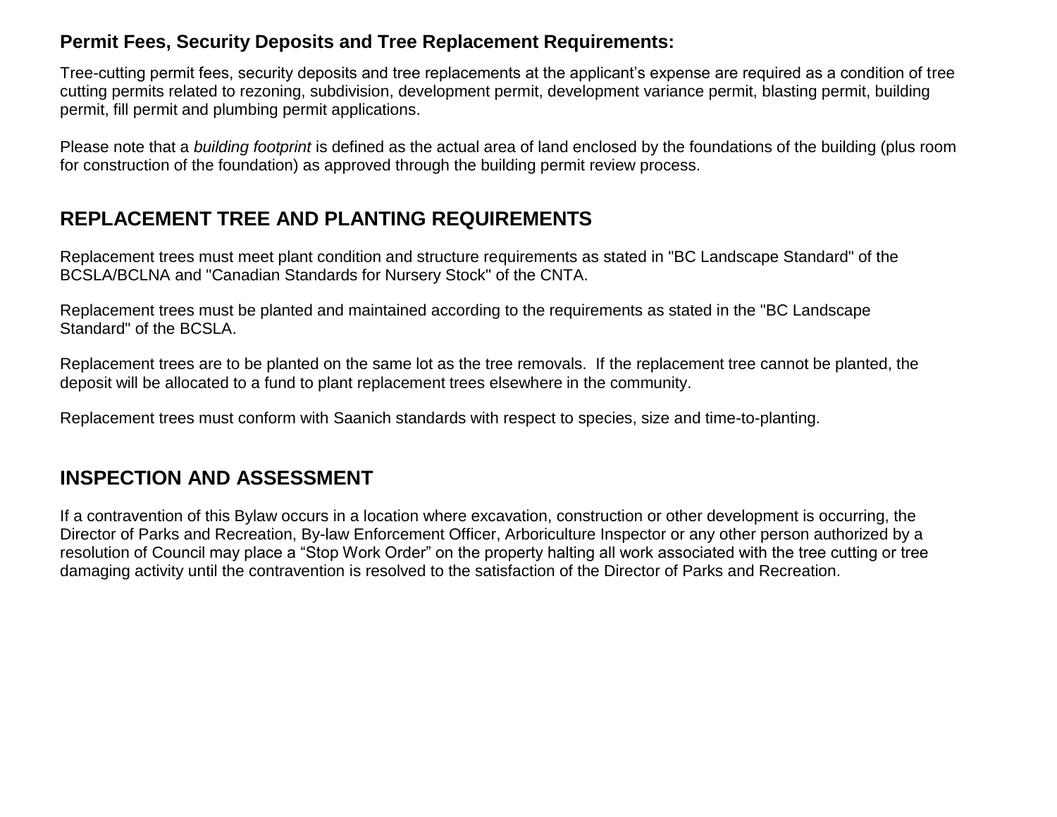### Permit Fees, Security Deposits and Tree Replacement Requirements:

Tree-cutting permit fees, security deposits and tree replacements at the applicant's expense are required as a condition of tree cutting permits related to rezoning, subdivision, development permit, development variance permit, blasting permit, building permit, fill permit and plumbing permit applications.

Please note that a *building footprint* is defined as the actual area of land enclosed by the foundations of the building (plus room for construction of the foundation) as approved through the building permit review process.

## REPLACEMENT TREE AND PLANTING REQUIREMENTS

Replacement trees must meet plant condition and structure requirements as stated in "BC Landscape Standard" of the BCSLA/BCLNA and "Canadian Standards for Nursery Stock" of the CNTA.

Replacement trees must be planted and maintained according to the requirements as stated in the "BC Landscape Standard" of the BCSLA.

Replacement trees are to be planted on the same lot as the tree removals. If the replacement tree cannot be planted, the deposit will be allocated to a fund to plant replacement trees elsewhere in the community.

Replacement trees must conform with Saanich standards with respect to species, size and time-to-planting.

## INSPECTION AND ASSESSMENT

If a contravention of this Bylaw occurs in a location where excavation, construction or other development is occurring, the Director of Parks and Recreation, By-law Enforcement Officer, Arboriculture Inspector or any other person authorized by a resolution of Council may place a "Stop Work Order" on the property halting all work associated with the tree cutting or tree damaging activity until the contravention is resolved to the satisfaction of the Director of Parks and Recreation.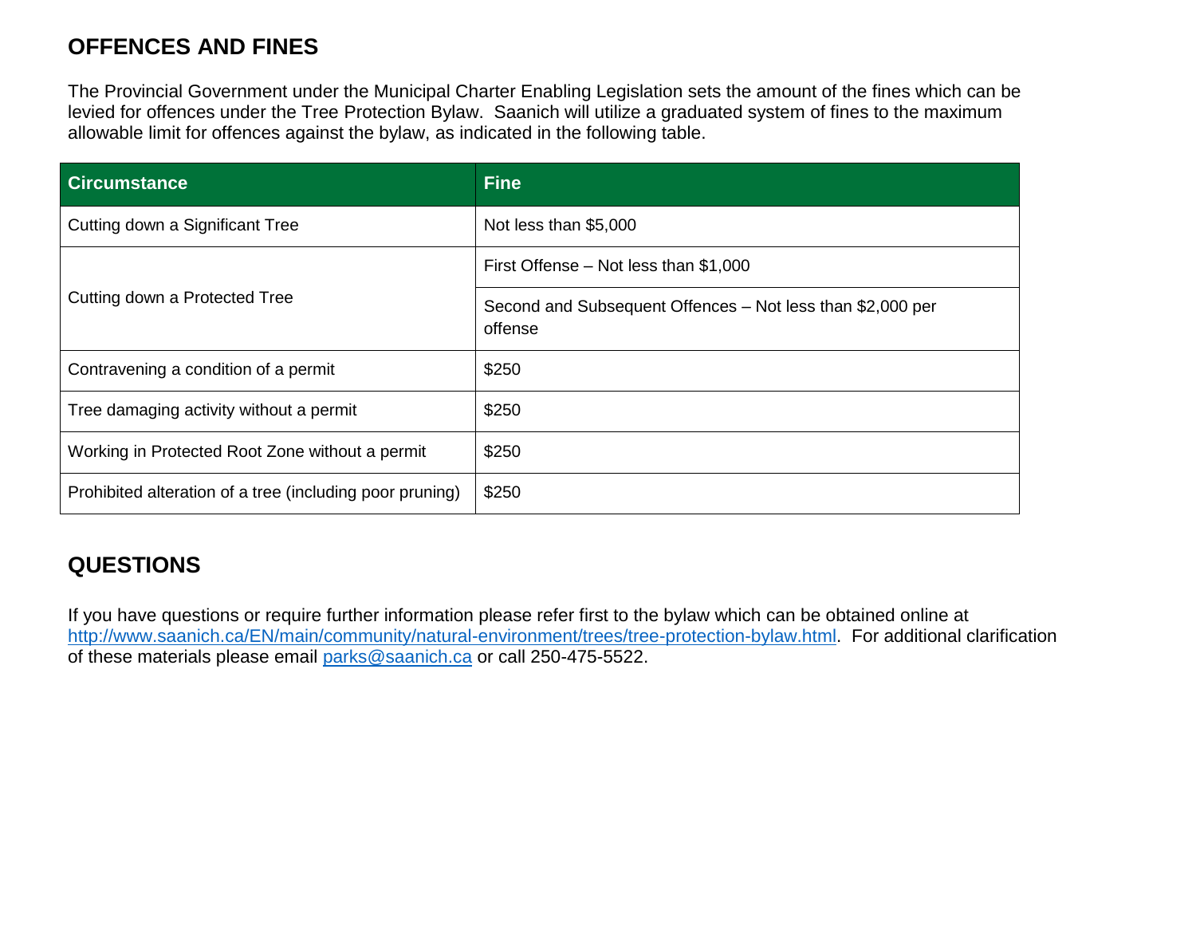## OFFENCES AND FINES

The Provincial Government under the Municipal Charter Enabling Legislation sets the amount of the fines which can be levied for offences under the Tree Protection Bylaw. Saanich will utilize a graduated system of fines to the maximum allowable limit for offences against the bylaw, as indicated in the following table.

| Circumstance | Fine |
|---|---|
| Cutting down a Significant Tree | Not less than $5,000 |
| Cutting down a Protected Tree | First Offense – Not less than $1,000 |
| | Second and Subsequent Offences – Not less than $2,000 per offense |
| Contravening a condition of a permit | $250 |
| Tree damaging activity without a permit | $250 |
| Working in Protected Root Zone without a permit | $250 |
| Prohibited alteration of a tree (including poor pruning) | $250 |

## QUESTIONS

If you have questions or require further information please refer first to the bylaw which can be obtained online at http://www.saanich.ca/EN/main/community/natural-environment/trees/tree-protection-bylaw.html. For additional clarification of these materials please email parks@saanich.ca or call 250-475-5522.